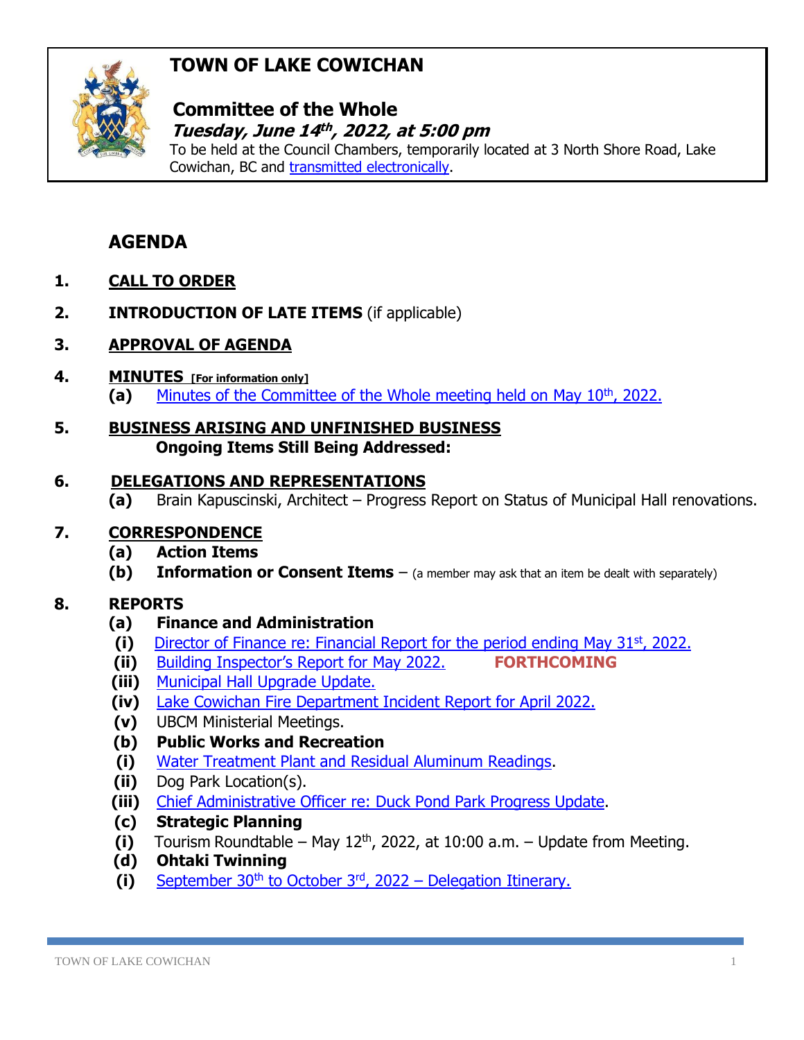# TOWN OF LAKE COWICHAN

## Committee of the Whole

***Tuesday, June 14th, 2022, at 5:00 pm***

To be held at the Council Chambers, temporarily located at 3 North Shore Road, Lake Cowichan, BC and transmitted electronically.

## AGENDA

1. **CALL TO ORDER**
2. **INTRODUCTION OF LATE ITEMS** (if applicable)
3. **APPROVAL OF AGENDA**
4. **MINUTES** **[For information only]**
   - **(a)** Minutes of the Committee of the Whole meeting held on May 10th, 2022.
5. **BUSINESS ARISING AND UNFINISHED BUSINESS**
   **Ongoing Items Still Being Addressed:**
6. **DELEGATIONS AND REPRESENTATIONS**
   - **(a)** Brain Kapuscinski, Architect – Progress Report on Status of Municipal Hall renovations.
7. **CORRESPONDENCE**
   - **(a) Action Items**
   - **(b) Information or Consent Items** – (a member may ask that an item be dealt with separately)
8. **REPORTS**
   - **(a) Finance and Administration**
     - **(i)** Director of Finance re: Financial Report for the period ending May 31st, 2022.
     - **(ii)** Building Inspector's Report for May 2022. **FORTHCOMING**
     - **(iii)** Municipal Hall Upgrade Update.
     - **(iv)** Lake Cowichan Fire Department Incident Report for April 2022.
     - **(v)** UBCM Ministerial Meetings.
   - **(b) Public Works and Recreation**
     - **(i)** Water Treatment Plant and Residual Aluminum Readings.
     - **(ii)** Dog Park Location(s).
     - **(iii)** Chief Administrative Officer re: Duck Pond Park Progress Update.
   - **(c) Strategic Planning**
     - **(i)** Tourism Roundtable – May 12th, 2022, at 10:00 a.m. – Update from Meeting.
   - **(d) Ohtaki Twinning**
     - **(i)** September 30th to October 3rd, 2022 – Delegation Itinerary.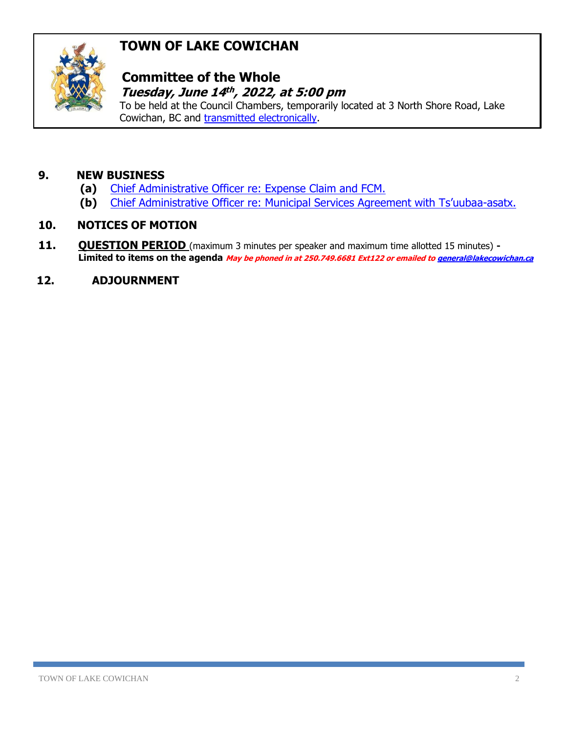# TOWN OF LAKE COWICHAN

## Committee of the Whole

***Tuesday, June 14th, 2022, at 5:00 pm***

To be held at the Council Chambers, temporarily located at 3 North Shore Road, Lake Cowichan, BC and transmitted electronically.

## 9. NEW BUSINESS

**(a)** Chief Administrative Officer re: Expense Claim and FCM.

**(b)** Chief Administrative Officer re: Municipal Services Agreement with Ts'uubaa-asatx.

## 10. NOTICES OF MOTION

## 11. QUESTION PERIOD

(maximum 3 minutes per speaker and maximum time allotted 15 minutes) **- Limited to items on the agenda** ***May be phoned in at 250.749.6681 Ext122 or emailed to general@lakecowichan.ca***

## 12. ADJOURNMENT